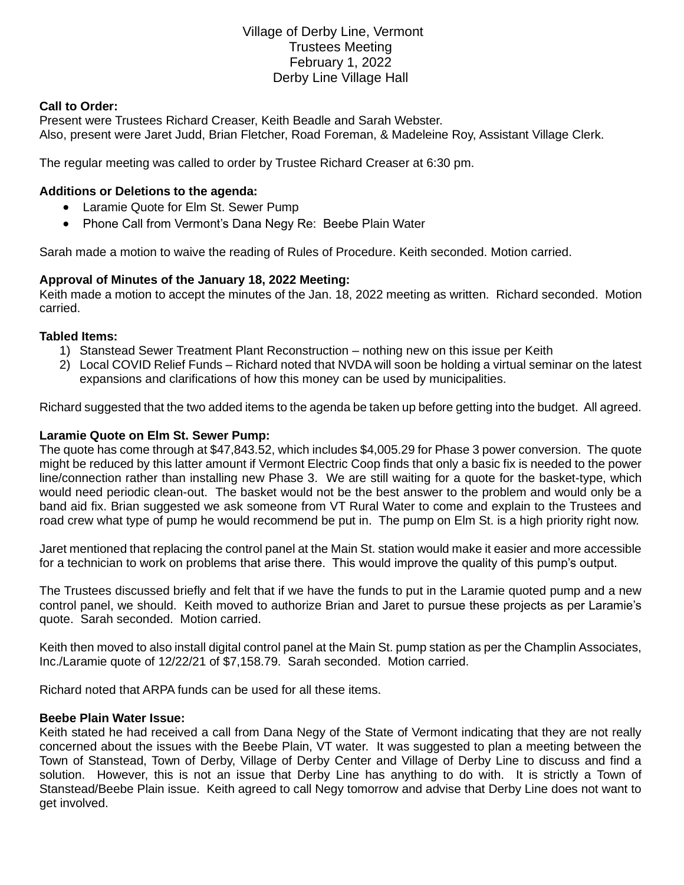# Village of Derby Line, Vermont
## Trustees Meeting
## February 1, 2022
## Derby Line Village Hall

**Call to Order:**
Present were Trustees Richard Creaser, Keith Beadle and Sarah Webster.
Also, present were Jaret Judd, Brian Fletcher, Road Foreman, & Madeleine Roy, Assistant Village Clerk.

The regular meeting was called to order by Trustee Richard Creaser at 6:30 pm.

**Additions or Deletions to the agenda:**

- Laramie Quote for Elm St. Sewer Pump
- Phone Call from Vermont's Dana Negy Re: Beebe Plain Water

Sarah made a motion to waive the reading of Rules of Procedure. Keith seconded. Motion carried.

**Approval of Minutes of the January 18, 2022 Meeting:**
Keith made a motion to accept the minutes of the Jan. 18, 2022 meeting as written. Richard seconded. Motion carried.

**Tabled Items:**

1) Stanstead Sewer Treatment Plant Reconstruction – nothing new on this issue per Keith
2) Local COVID Relief Funds – Richard noted that NVDA will soon be holding a virtual seminar on the latest expansions and clarifications of how this money can be used by municipalities.

Richard suggested that the two added items to the agenda be taken up before getting into the budget. All agreed.

**Laramie Quote on Elm St. Sewer Pump:**
The quote has come through at $47,843.52, which includes $4,005.29 for Phase 3 power conversion. The quote might be reduced by this latter amount if Vermont Electric Coop finds that only a basic fix is needed to the power line/connection rather than installing new Phase 3. We are still waiting for a quote for the basket-type, which would need periodic clean-out. The basket would not be the best answer to the problem and would only be a band aid fix. Brian suggested we ask someone from VT Rural Water to come and explain to the Trustees and road crew what type of pump he would recommend be put in. The pump on Elm St. is a high priority right now.

Jaret mentioned that replacing the control panel at the Main St. station would make it easier and more accessible for a technician to work on problems that arise there. This would improve the quality of this pump's output.

The Trustees discussed briefly and felt that if we have the funds to put in the Laramie quoted pump and a new control panel, we should. Keith moved to authorize Brian and Jaret to pursue these projects as per Laramie's quote. Sarah seconded. Motion carried.

Keith then moved to also install digital control panel at the Main St. pump station as per the Champlin Associates, Inc./Laramie quote of 12/22/21 of $7,158.79. Sarah seconded. Motion carried.

Richard noted that ARPA funds can be used for all these items.

**Beebe Plain Water Issue:**
Keith stated he had received a call from Dana Negy of the State of Vermont indicating that they are not really concerned about the issues with the Beebe Plain, VT water. It was suggested to plan a meeting between the Town of Stanstead, Town of Derby, Village of Derby Center and Village of Derby Line to discuss and find a solution. However, this is not an issue that Derby Line has anything to do with. It is strictly a Town of Stanstead/Beebe Plain issue. Keith agreed to call Negy tomorrow and advise that Derby Line does not want to get involved.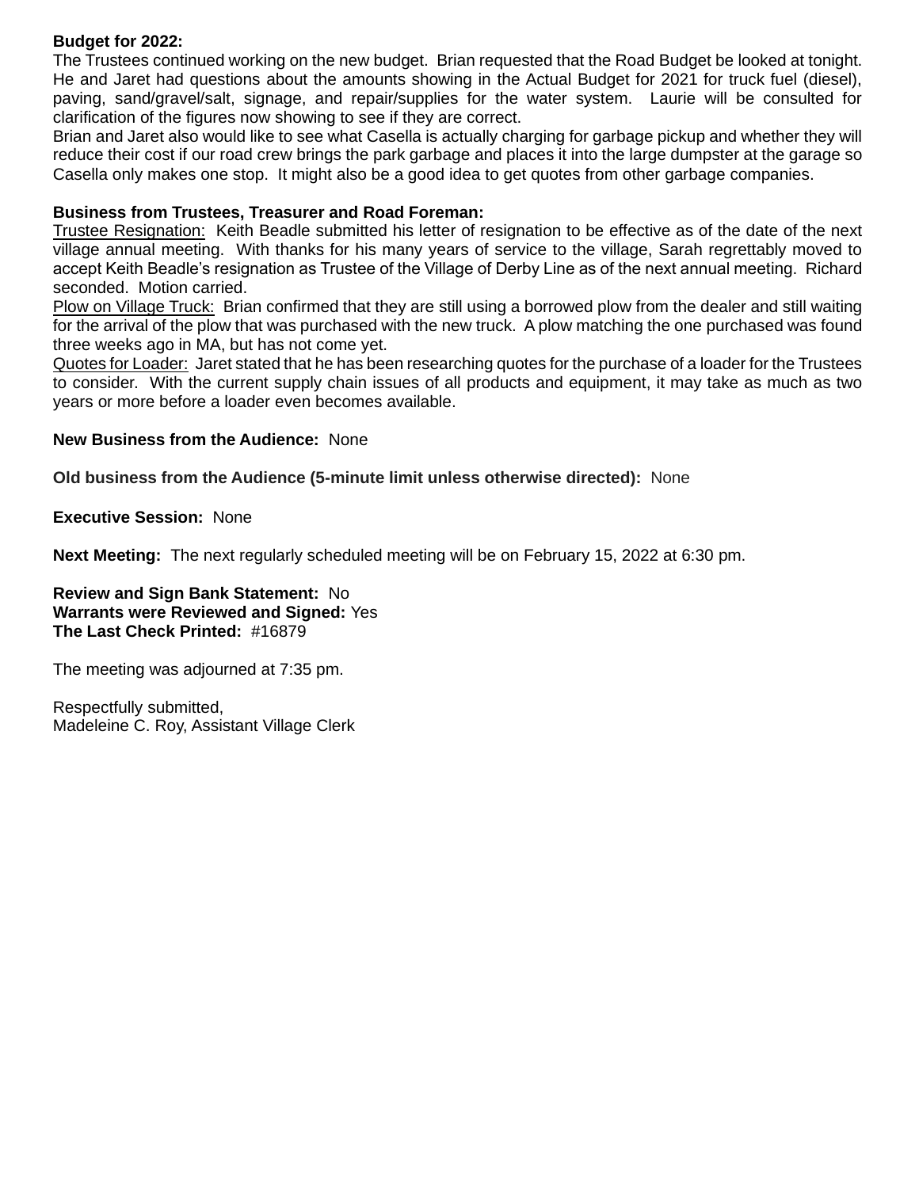**Budget for 2022:**
The Trustees continued working on the new budget. Brian requested that the Road Budget be looked at tonight. He and Jaret had questions about the amounts showing in the Actual Budget for 2021 for truck fuel (diesel), paving, sand/gravel/salt, signage, and repair/supplies for the water system. Laurie will be consulted for clarification of the figures now showing to see if they are correct.
Brian and Jaret also would like to see what Casella is actually charging for garbage pickup and whether they will reduce their cost if our road crew brings the park garbage and places it into the large dumpster at the garage so Casella only makes one stop. It might also be a good idea to get quotes from other garbage companies.

**Business from Trustees, Treasurer and Road Foreman:**
<u>Trustee Resignation:</u> Keith Beadle submitted his letter of resignation to be effective as of the date of the next village annual meeting. With thanks for his many years of service to the village, Sarah regrettably moved to accept Keith Beadle's resignation as Trustee of the Village of Derby Line as of the next annual meeting. Richard seconded. Motion carried.
<u>Plow on Village Truck:</u> Brian confirmed that they are still using a borrowed plow from the dealer and still waiting for the arrival of the plow that was purchased with the new truck. A plow matching the one purchased was found three weeks ago in MA, but has not come yet.
<u>Quotes for Loader:</u> Jaret stated that he has been researching quotes for the purchase of a loader for the Trustees to consider. With the current supply chain issues of all products and equipment, it may take as much as two years or more before a loader even becomes available.

**New Business from the Audience:** None

**Old business from the Audience (5-minute limit unless otherwise directed):** None

**Executive Session:** None

**Next Meeting:** The next regularly scheduled meeting will be on February 15, 2022 at 6:30 pm.

**Review and Sign Bank Statement:** No
**Warrants were Reviewed and Signed:** Yes
**The Last Check Printed:** #16879

The meeting was adjourned at 7:35 pm.

Respectfully submitted,
Madeleine C. Roy, Assistant Village Clerk